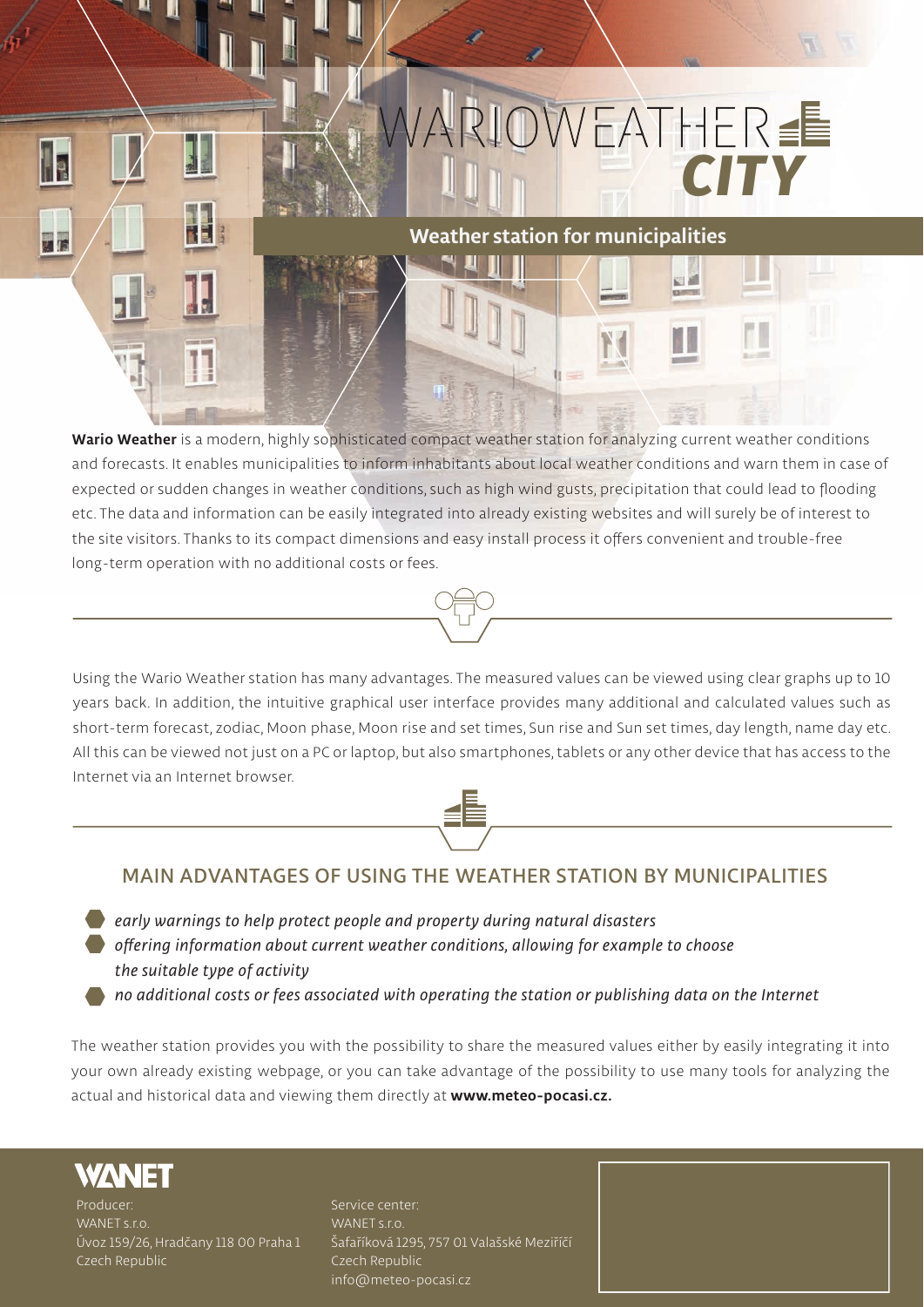# WARIOWEATHER CITY

## Weather station for municipalities

**Wario Weather** is a modern, highly sophisticated compact weather station for analyzing current weather conditions and forecasts. It enables municipalities to inform inhabitants about local weather conditions and warn them in case of expected or sudden changes in weather conditions, such as high wind gusts, precipitation that could lead to flooding etc. The data and information can be easily integrated into already existing websites and will surely be of interest to the site visitors. Thanks to its compact dimensions and easy install process it offers convenient and trouble-free long-term operation with no additional costs or fees.

Using the Wario Weather station has many advantages. The measured values can be viewed using clear graphs up to 10 years back. In addition, the intuitive graphical user interface provides many additional and calculated values such as short-term forecast, zodiac, Moon phase, Moon rise and set times, Sun rise and Sun set times, day length, name day etc. All this can be viewed not just on a PC or laptop, but also smartphones, tablets or any other device that has access to the Internet via an Internet browser.

## MAIN ADVANTAGES OF USING THE WEATHER STATION BY MUNICIPALITIES

- *early warnings to help protect people and property during natural disasters*
- *offering information about current weather conditions, allowing for example to choose the suitable type of activity*
- *no additional costs or fees associated with operating the station or publishing data on the Internet*

The weather station provides you with the possibility to share the measured values either by easily integrating it into your own already existing webpage, or you can take advantage of the possibility to use many tools for analyzing the actual and historical data and viewing them directly at **www.meteo-pocasi.cz.**

**WANET**

Producer:
WANET s.r.o.
Úvoz 159/26, Hradčany 118 00 Praha 1
Czech Republic

Service center:
WANET s.r.o.
Šafaříková 1295, 757 01 Valašské Meziříčí
Czech Republic
info@meteo-pocasi.cz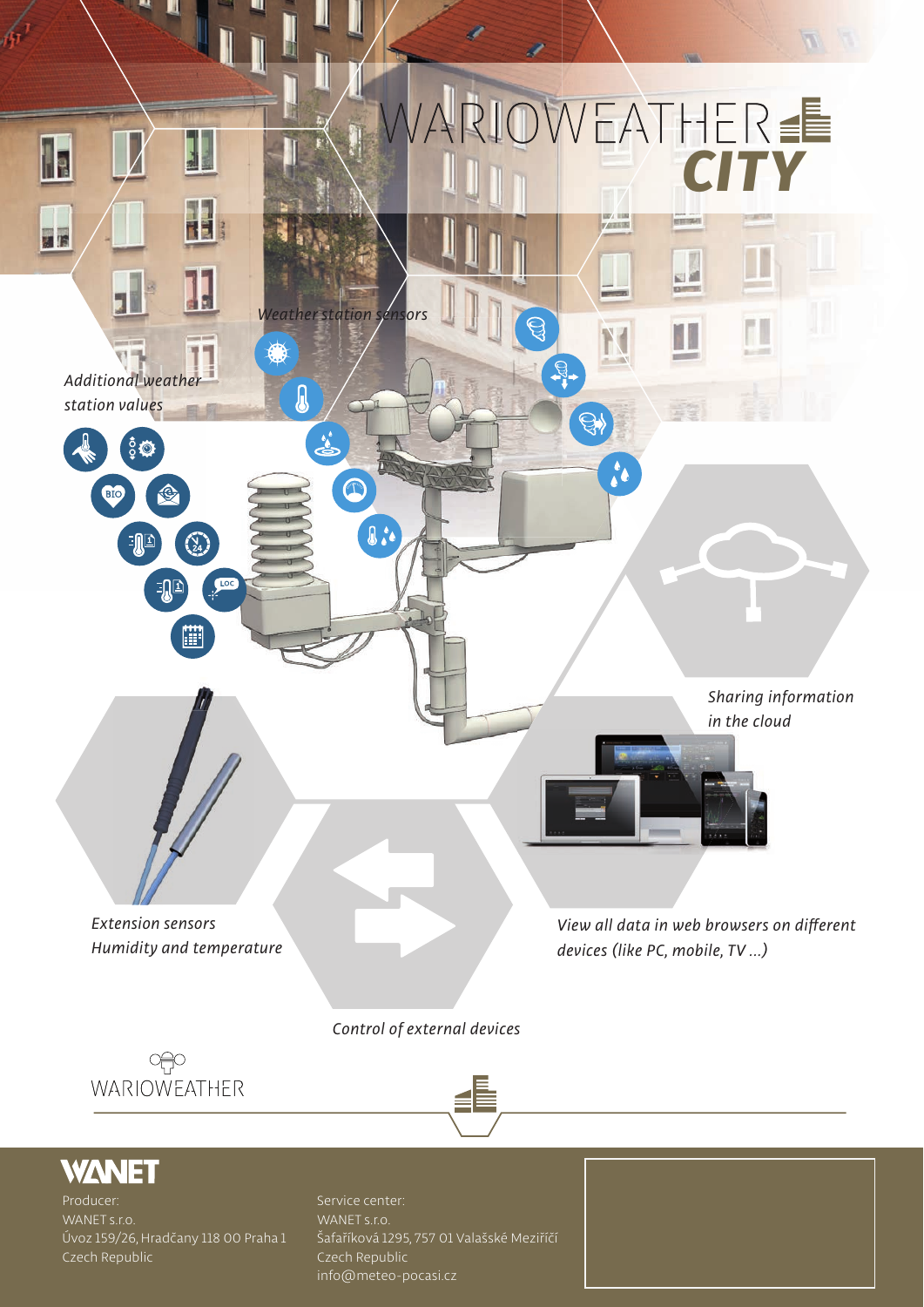# WARIOWEATHER CITY

*Weather station sensors*

*Additional weather station values*

*Sharing information in the cloud*

*Extension sensors*
*Humidity and temperature*

*View all data in web browsers on different devices (like PC, mobile, TV ...)*

*Control of external devices*

WARIOWEATHER

**WANET**

Producer:
WANET s.r.o.
Úvoz 159/26, Hradčany 118 00 Praha 1
Czech Republic

Service center:
WANET s.r.o.
Šafaříková 1295, 757 01 Valašské Meziříčí
Czech Republic
info@meteo-pocasi.cz